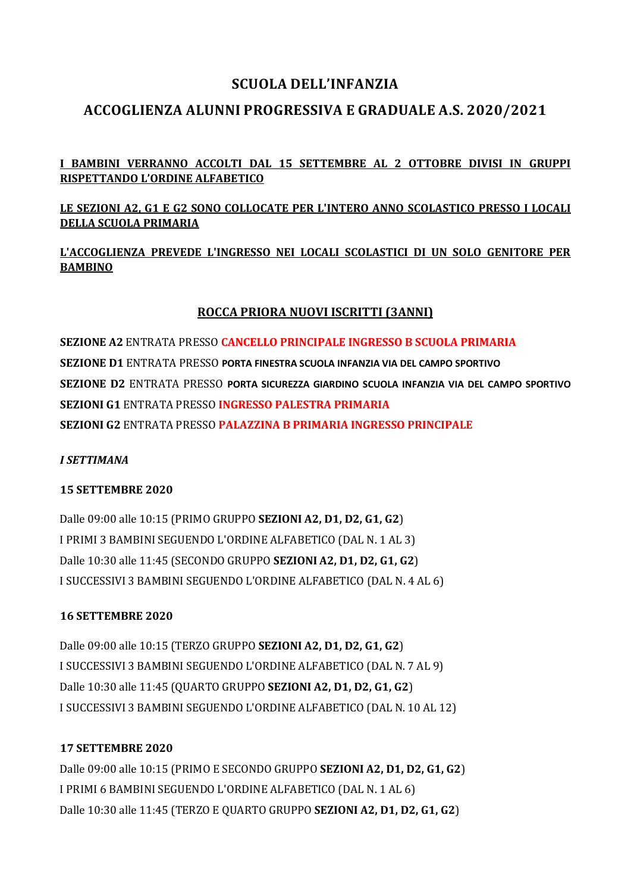# SCUOLA DELL'INFANZIA

## ACCOGLIENZA ALUNNI PROGRESSIVA E GRADUALE A.S. 2020/2021

**I BAMBINI VERRANNO ACCOLTI DAL 15 SETTEMBRE AL 2 OTTOBRE DIVISI IN GRUPPI RISPETTANDO L'ORDINE ALFABETICO**

**LE SEZIONI A2, G1 E G2 SONO COLLOCATE PER L'INTERO ANNO SCOLASTICO PRESSO I LOCALI DELLA SCUOLA PRIMARIA**

**L'ACCOGLIENZA PREVEDE L'INGRESSO NEI LOCALI SCOLASTICI DI UN SOLO GENITORE PER BAMBINO**

### ROCCA PRIORA NUOVI ISCRITTI (3ANNI)

**SEZIONE A2** ENTRATA PRESSO **CANCELLO PRINCIPALE INGRESSO B SCUOLA PRIMARIA**

**SEZIONE D1** ENTRATA PRESSO **PORTA FINESTRA SCUOLA INFANZIA VIA DEL CAMPO SPORTIVO**

**SEZIONE D2** ENTRATA PRESSO **PORTA SICUREZZA GIARDINO SCUOLA INFANZIA VIA DEL CAMPO SPORTIVO**

**SEZIONI G1** ENTRATA PRESSO **INGRESSO PALESTRA PRIMARIA**

**SEZIONI G2** ENTRATA PRESSO **PALAZZINA B PRIMARIA INGRESSO PRINCIPALE**

***I SETTIMANA***

**15 SETTEMBRE 2020**

Dalle 09:00 alle 10:15 (PRIMO GRUPPO **SEZIONI A2, D1, D2, G1, G2**)
I PRIMI 3 BAMBINI SEGUENDO L'ORDINE ALFABETICO (DAL N. 1 AL 3)
Dalle 10:30 alle 11:45 (SECONDO GRUPPO **SEZIONI A2, D1, D2, G1, G2**)
I SUCCESSIVI 3 BAMBINI SEGUENDO L'ORDINE ALFABETICO (DAL N. 4 AL 6)

**16 SETTEMBRE 2020**

Dalle 09:00 alle 10:15 (TERZO GRUPPO **SEZIONI A2, D1, D2, G1, G2**)
I SUCCESSIVI 3 BAMBINI SEGUENDO L'ORDINE ALFABETICO (DAL N. 7 AL 9)
Dalle 10:30 alle 11:45 (QUARTO GRUPPO **SEZIONI A2, D1, D2, G1, G2**)
I SUCCESSIVI 3 BAMBINI SEGUENDO L'ORDINE ALFABETICO (DAL N. 10 AL 12)

**17 SETTEMBRE 2020**

Dalle 09:00 alle 10:15 (PRIMO E SECONDO GRUPPO **SEZIONI A2, D1, D2, G1, G2**)
I PRIMI 6 BAMBINI SEGUENDO L'ORDINE ALFABETICO (DAL N. 1 AL 6)
Dalle 10:30 alle 11:45 (TERZO E QUARTO GRUPPO **SEZIONI A2, D1, D2, G1, G2**)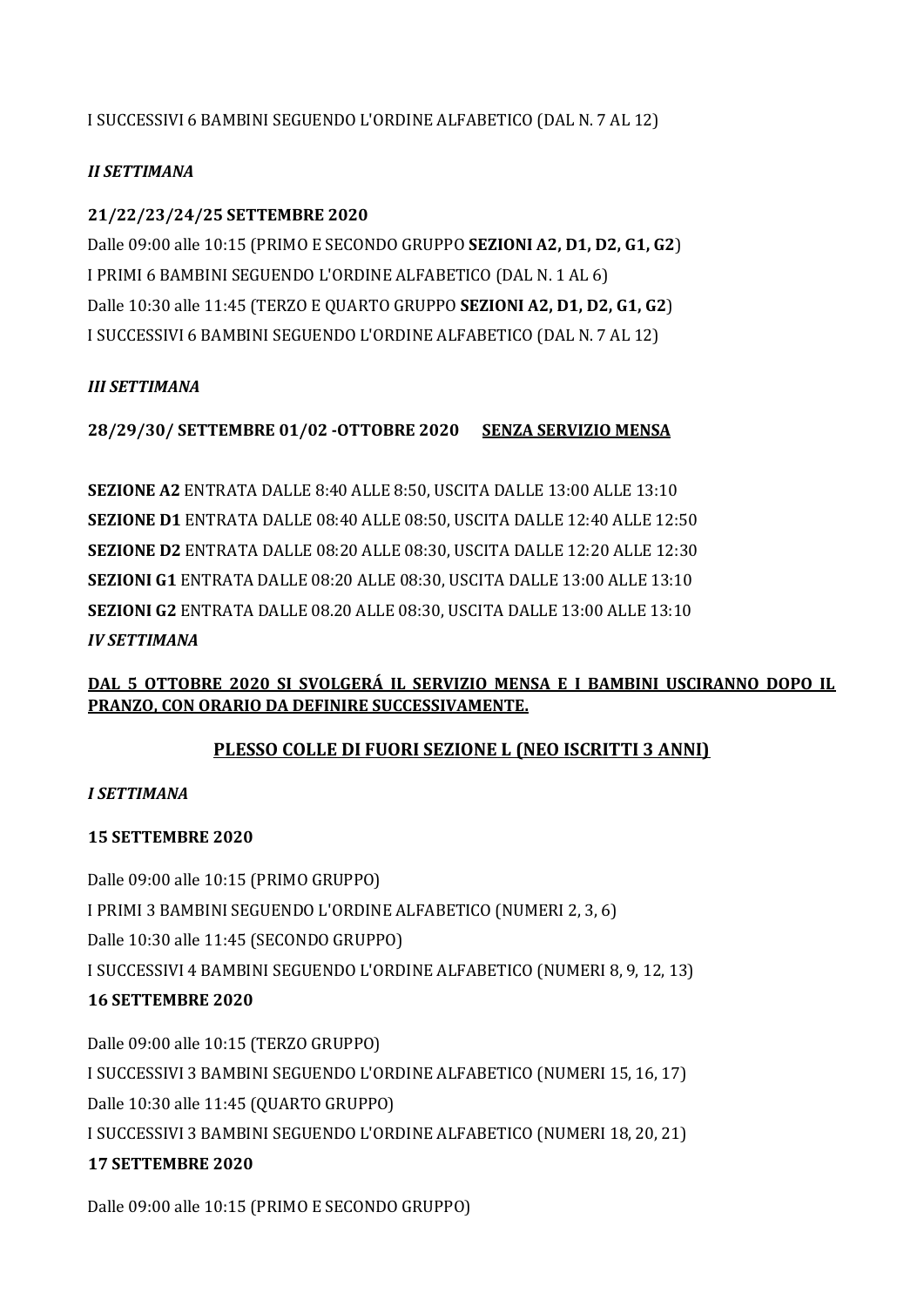I SUCCESSIVI 6 BAMBINI SEGUENDO L'ORDINE ALFABETICO (DAL N. 7 AL 12)

*II SETTIMANA*

**21/22/23/24/25 SETTEMBRE 2020**

Dalle 09:00 alle 10:15 (PRIMO E SECONDO GRUPPO **SEZIONI A2, D1, D2, G1, G2**)

I PRIMI 6 BAMBINI SEGUENDO L'ORDINE ALFABETICO (DAL N. 1 AL 6)

Dalle 10:30 alle 11:45 (TERZO E QUARTO GRUPPO **SEZIONI A2, D1, D2, G1, G2**)

I SUCCESSIVI 6 BAMBINI SEGUENDO L'ORDINE ALFABETICO (DAL N. 7 AL 12)

*III SETTIMANA*

**28/29/30/ SETTEMBRE 01/02 -OTTOBRE 2020** **SENZA SERVIZIO MENSA**

**SEZIONE A2** ENTRATA DALLE 8:40 ALLE 8:50, USCITA DALLE 13:00 ALLE 13:10

**SEZIONE D1** ENTRATA DALLE 08:40 ALLE 08:50, USCITA DALLE 12:40 ALLE 12:50

**SEZIONE D2** ENTRATA DALLE 08:20 ALLE 08:30, USCITA DALLE 12:20 ALLE 12:30

**SEZIONI G1** ENTRATA DALLE 08:20 ALLE 08:30, USCITA DALLE 13:00 ALLE 13:10

**SEZIONI G2** ENTRATA DALLE 08.20 ALLE 08:30, USCITA DALLE 13:00 ALLE 13:10

*IV SETTIMANA*

**DAL 5 OTTOBRE 2020 SI SVOLGERÁ IL SERVIZIO MENSA E I BAMBINI USCIRANNO DOPO IL PRANZO, CON ORARIO DA DEFINIRE SUCCESSIVAMENTE.**

## PLESSO COLLE DI FUORI SEZIONE L (NEO ISCRITTI 3 ANNI)

*I SETTIMANA*

**15 SETTEMBRE 2020**

Dalle 09:00 alle 10:15 (PRIMO GRUPPO)

I PRIMI 3 BAMBINI SEGUENDO L'ORDINE ALFABETICO (NUMERI 2, 3, 6)

Dalle 10:30 alle 11:45 (SECONDO GRUPPO)

I SUCCESSIVI 4 BAMBINI SEGUENDO L'ORDINE ALFABETICO (NUMERI 8, 9, 12, 13)

**16 SETTEMBRE 2020**

Dalle 09:00 alle 10:15 (TERZO GRUPPO)

I SUCCESSIVI 3 BAMBINI SEGUENDO L'ORDINE ALFABETICO (NUMERI 15, 16, 17)

Dalle 10:30 alle 11:45 (QUARTO GRUPPO)

I SUCCESSIVI 3 BAMBINI SEGUENDO L'ORDINE ALFABETICO (NUMERI 18, 20, 21)

**17 SETTEMBRE 2020**

Dalle 09:00 alle 10:15 (PRIMO E SECONDO GRUPPO)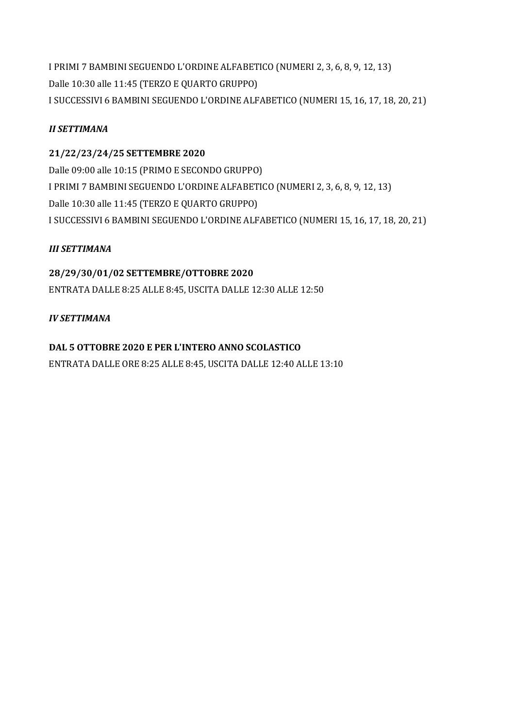I PRIMI 7 BAMBINI SEGUENDO L'ORDINE ALFABETICO (NUMERI 2, 3, 6, 8, 9, 12, 13)

Dalle 10:30 alle 11:45 (TERZO E QUARTO GRUPPO)

I SUCCESSIVI 6 BAMBINI SEGUENDO L'ORDINE ALFABETICO (NUMERI 15, 16, 17, 18, 20, 21)

***II SETTIMANA***

**21/22/23/24/25 SETTEMBRE 2020**

Dalle 09:00 alle 10:15 (PRIMO E SECONDO GRUPPO)

I PRIMI 7 BAMBINI SEGUENDO L'ORDINE ALFABETICO (NUMERI 2, 3, 6, 8, 9, 12, 13)

Dalle 10:30 alle 11:45 (TERZO E QUARTO GRUPPO)

I SUCCESSIVI 6 BAMBINI SEGUENDO L'ORDINE ALFABETICO (NUMERI 15, 16, 17, 18, 20, 21)

***III SETTIMANA***

**28/29/30/01/02 SETTEMBRE/OTTOBRE 2020**

ENTRATA DALLE 8:25 ALLE 8:45, USCITA DALLE 12:30 ALLE 12:50

***IV SETTIMANA***

**DAL 5 OTTOBRE 2020 E PER L'INTERO ANNO SCOLASTICO**

ENTRATA DALLE ORE 8:25 ALLE 8:45, USCITA DALLE 12:40 ALLE 13:10